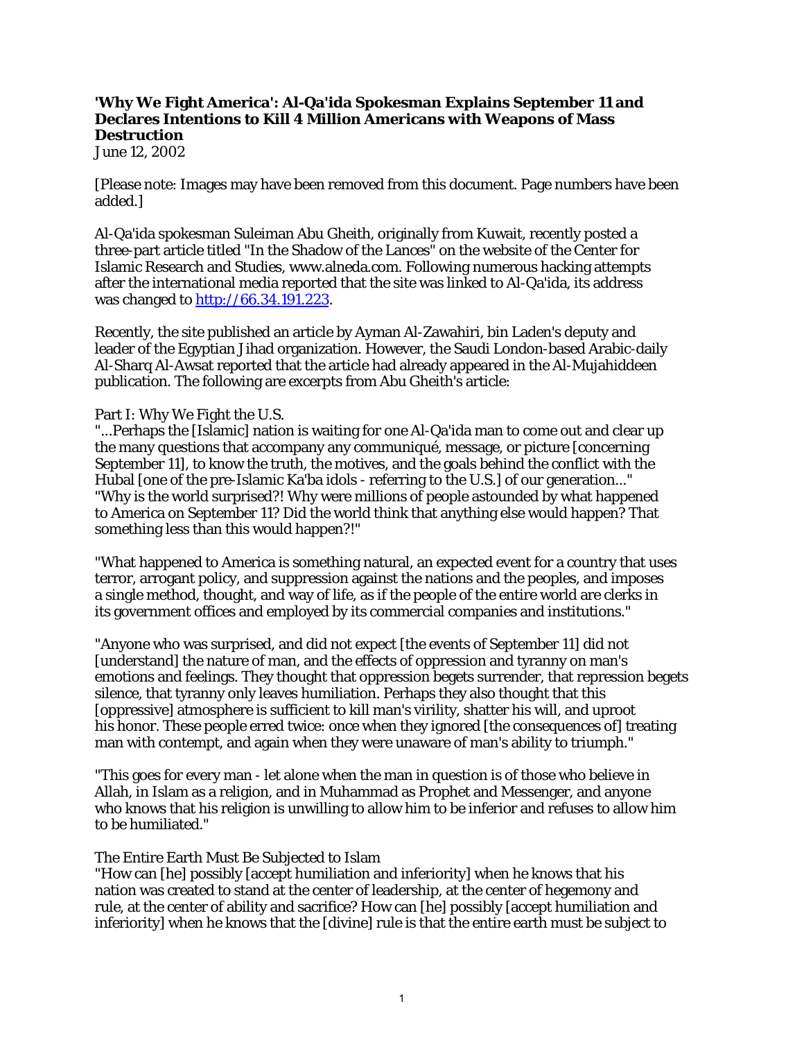**'Why We Fight America': Al-Qa'ida Spokesman Explains September 11 and Declares Intentions to Kill 4 Million Americans with Weapons of Mass Destruction**
June 12, 2002

[Please note: Images may have been removed from this document. Page numbers have been added.]

Al-Qa'ida spokesman Suleiman Abu Gheith, originally from Kuwait, recently posted a three-part article titled "In the Shadow of the Lances" on the website of the Center for Islamic Research and Studies, www.alneda.com. Following numerous hacking attempts after the international media reported that the site was linked to Al-Qa'ida, its address was changed to http://66.34.191.223.

Recently, the site published an article by Ayman Al-Zawahiri, bin Laden's deputy and leader of the Egyptian Jihad organization. However, the Saudi London-based Arabic-daily Al-Sharq Al-Awsat reported that the article had already appeared in the Al-Mujahiddeen publication. The following are excerpts from Abu Gheith's article:

Part I: Why We Fight the U.S.
"...Perhaps the [Islamic] nation is waiting for one Al-Qa'ida man to come out and clear up the many questions that accompany any communiqué, message, or picture [concerning September 11], to know the truth, the motives, and the goals behind the conflict with the Hubal [one of the pre-Islamic Ka'ba idols - referring to the U.S.] of our generation..."
"Why is the world surprised?! Why were millions of people astounded by what happened to America on September 11? Did the world think that anything else would happen? That something less than this would happen?!"

"What happened to America is something natural, an expected event for a country that uses terror, arrogant policy, and suppression against the nations and the peoples, and imposes a single method, thought, and way of life, as if the people of the entire world are clerks in its government offices and employed by its commercial companies and institutions."

"Anyone who was surprised, and did not expect [the events of September 11] did not [understand] the nature of man, and the effects of oppression and tyranny on man's emotions and feelings. They thought that oppression begets surrender, that repression begets silence, that tyranny only leaves humiliation. Perhaps they also thought that this [oppressive] atmosphere is sufficient to kill man's virility, shatter his will, and uproot his honor. These people erred twice: once when they ignored [the consequences of] treating man with contempt, and again when they were unaware of man's ability to triumph."

"This goes for every man - let alone when the man in question is of those who believe in Allah, in Islam as a religion, and in Muhammad as Prophet and Messenger, and anyone who knows that his religion is unwilling to allow him to be inferior and refuses to allow him to be humiliated."

The Entire Earth Must Be Subjected to Islam
"How can [he] possibly [accept humiliation and inferiority] when he knows that his nation was created to stand at the center of leadership, at the center of hegemony and rule, at the center of ability and sacrifice? How can [he] possibly [accept humiliation and inferiority] when he knows that the [divine] rule is that the entire earth must be subject to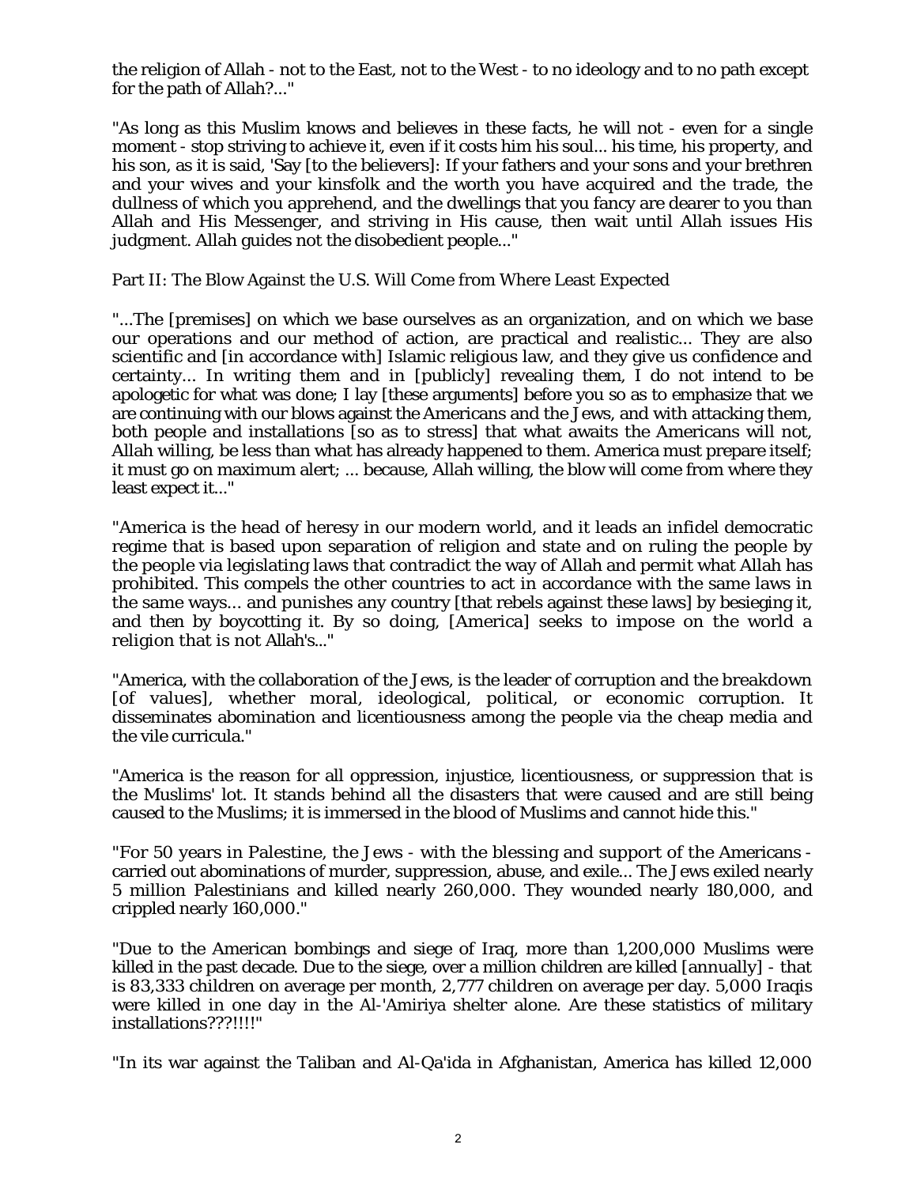the religion of Allah - not to the East, not to the West - to no ideology and to no path except for the path of Allah?..."

"As long as this Muslim knows and believes in these facts, he will not - even for a single moment - stop striving to achieve it, even if it costs him his soul... his time, his property, and his son, as it is said, 'Say [to the believers]: If your fathers and your sons and your brethren and your wives and your kinsfolk and the worth you have acquired and the trade, the dullness of which you apprehend, and the dwellings that you fancy are dearer to you than Allah and His Messenger, and striving in His cause, then wait until Allah issues His judgment. Allah guides not the disobedient people..."

Part II: The Blow Against the U.S. Will Come from Where Least Expected

"...The [premises] on which we base ourselves as an organization, and on which we base our operations and our method of action, are practical and realistic... They are also scientific and [in accordance with] Islamic religious law, and they give us confidence and certainty... In writing them and in [publicly] revealing them, I do not intend to be apologetic for what was done; I lay [these arguments] before you so as to emphasize that we are continuing with our blows against the Americans and the Jews, and with attacking them, both people and installations [so as to stress] that what awaits the Americans will not, Allah willing, be less than what has already happened to them. America must prepare itself; it must go on maximum alert; ... because, Allah willing, the blow will come from where they least expect it..."

"America is the head of heresy in our modern world, and it leads an infidel democratic regime that is based upon separation of religion and state and on ruling the people by the people via legislating laws that contradict the way of Allah and permit what Allah has prohibited. This compels the other countries to act in accordance with the same laws in the same ways... and punishes any country [that rebels against these laws] by besieging it, and then by boycotting it. By so doing, [America] seeks to impose on the world a religion that is not Allah's..."

"America, with the collaboration of the Jews, is the leader of corruption and the breakdown [of values], whether moral, ideological, political, or economic corruption. It disseminates abomination and licentiousness among the people via the cheap media and the vile curricula."

"America is the reason for all oppression, injustice, licentiousness, or suppression that is the Muslims' lot. It stands behind all the disasters that were caused and are still being caused to the Muslims; it is immersed in the blood of Muslims and cannot hide this."

"For 50 years in Palestine, the Jews - with the blessing and support of the Americans - carried out abominations of murder, suppression, abuse, and exile... The Jews exiled nearly 5 million Palestinians and killed nearly 260,000. They wounded nearly 180,000, and crippled nearly 160,000."

"Due to the American bombings and siege of Iraq, more than 1,200,000 Muslims were killed in the past decade. Due to the siege, over a million children are killed [annually] - that is 83,333 children on average per month, 2,777 children on average per day. 5,000 Iraqis were killed in one day in the Al-'Amiriya shelter alone. Are these statistics of military installations???!!!!"

"In its war against the Taliban and Al-Qa'ida in Afghanistan, America has killed 12,000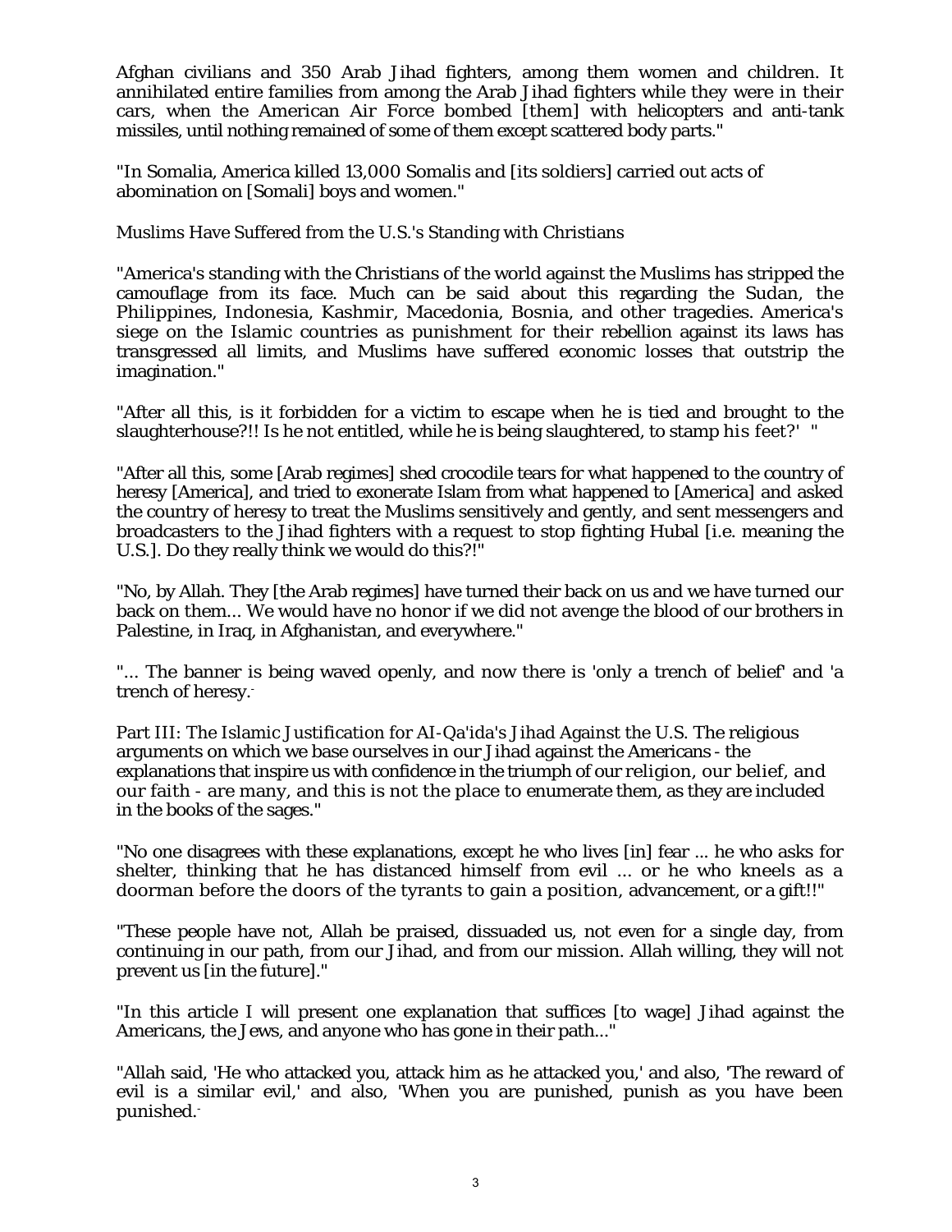Afghan civilians and 350 Arab Jihad fighters, among them women and children. It annihilated entire families from among the Arab Jihad fighters while they were in their cars, when the American Air Force bombed [them] with helicopters and anti-tank missiles, until nothing remained of some of them except scattered body parts."

"In Somalia, America killed 13,000 Somalis and [its soldiers] carried out acts of abomination on [Somali] boys and women."

Muslims Have Suffered from the U.S.'s Standing with Christians

"America's standing with the Christians of the world against the Muslims has stripped the camouflage from its face. Much can be said about this regarding the Sudan, the Philippines, Indonesia, Kashmir, Macedonia, Bosnia, and other tragedies. America's siege on the Islamic countries as punishment for their rebellion against its laws has transgressed all limits, and Muslims have suffered economic losses that outstrip the imagination."

"After all this, is it forbidden for a victim to escape when he is tied and brought to the slaughterhouse?!! Is he not entitled, while he is being slaughtered, to stamp his feet?' "

"After all this, some [Arab regimes] shed crocodile tears for what happened to the country of heresy [America], and tried to exonerate Islam from what happened to [America] and asked the country of heresy to treat the Muslims sensitively and gently, and sent messengers and broadcasters to the Jihad fighters with a request to stop fighting Hubal [i.e. meaning the U.S.]. Do they really think we would do this?!"

"No, by Allah. They [the Arab regimes] have turned their back on us and we have turned our back on them... We would have no honor if we did not avenge the blood of our brothers in Palestine, in Iraq, in Afghanistan, and everywhere."

"... The banner is being waved openly, and now there is 'only a trench of belief' and 'a trench of heresy.-

Part III: The Islamic Justification for Al-Qa'ida's Jihad Against the U.S. The religious arguments on which we base ourselves in our Jihad against the Americans - the explanations that inspire us with confidence in the triumph of our religion, our belief, and our faith - are many, and this is not the place to enumerate them, as they are included in the books of the sages."

"No one disagrees with these explanations, except he who lives [in] fear ... he who asks for shelter, thinking that he has distanced himself from evil ... or he who kneels as a doorman before the doors of the tyrants to gain a position, advancement, or a gift!!"

"These people have not, Allah be praised, dissuaded us, not even for a single day, from continuing in our path, from our Jihad, and from our mission. Allah willing, they will not prevent us [in the future]."

"In this article I will present one explanation that suffices [to wage] Jihad against the Americans, the Jews, and anyone who has gone in their path..."

"Allah said, 'He who attacked you, attack him as he attacked you,' and also, 'The reward of evil is a similar evil,' and also, 'When you are punished, punish as you have been punished.-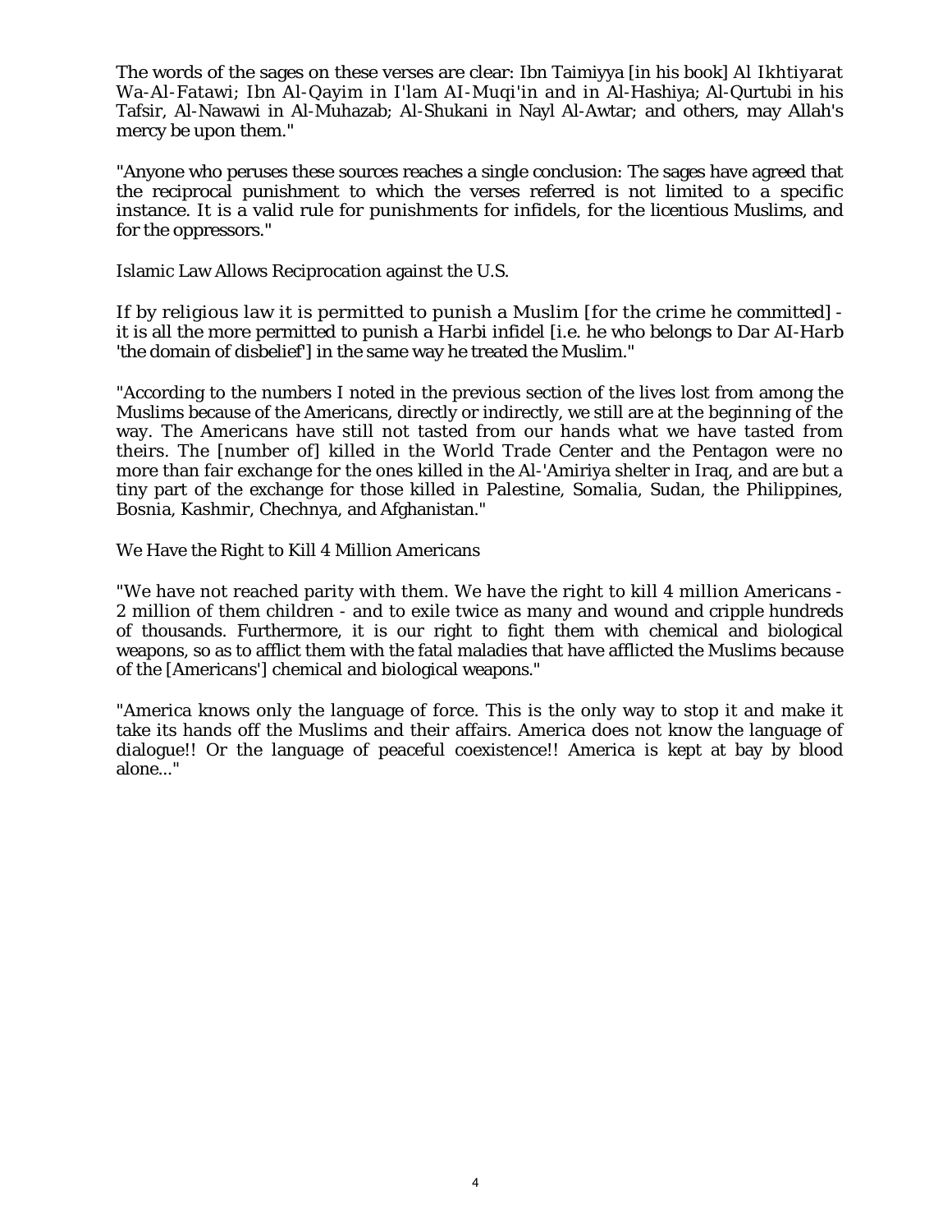The words of the sages on these verses are clear: Ibn Taimiyya [in his book] *Al Ikhtiyarat Wa-Al-Fatawi*; Ibn Al-Qayim in I'lam AI-Muqi'in and in Al-Hashiya; Al-Qurtubi in his Tafsir, Al-Nawawi in Al-Muhazab; Al-Shukani in Nayl Al-Awtar; and others, may Allah's mercy be upon them."

"Anyone who peruses these sources reaches a single conclusion: The sages have agreed that the reciprocal punishment to which the verses referred is not limited to a specific instance. It is a valid rule for punishments for infidels, for the licentious Muslims, and for the oppressors."

### Islamic Law Allows Reciprocation against the U.S.

If by religious law it is permitted to punish a Muslim [for the crime he committed] - it is all the more permitted to punish a *Harbi* infidel [i.e. he who belongs to *Dar AI-Harb* 'the domain of disbelief'] in the same way he treated the Muslim."

"According to the numbers I noted in the previous section of the lives lost from among the Muslims because of the Americans, directly or indirectly, we still are at the beginning of the way. The Americans have still not tasted from our hands what we have tasted from theirs. The [number of] killed in the World Trade Center and the Pentagon were no more than fair exchange for the ones killed in the Al-'Amiriya shelter in Iraq, and are but a tiny part of the exchange for those killed in Palestine, Somalia, Sudan, the Philippines, Bosnia, Kashmir, Chechnya, and Afghanistan."

### We Have the Right to Kill 4 Million Americans

"We have not reached parity with them. We have the right to kill 4 million Americans - 2 million of them children - and to exile twice as many and wound and cripple hundreds of thousands. Furthermore, it is our right to fight them with chemical and biological weapons, so as to afflict them with the fatal maladies that have afflicted the Muslims because of the [Americans'] chemical and biological weapons."

"America knows only the language of force. This is the only way to stop it and make it take its hands off the Muslims and their affairs. America does not know the language of dialogue!! Or the language of peaceful coexistence!! America is kept at bay by blood alone..."